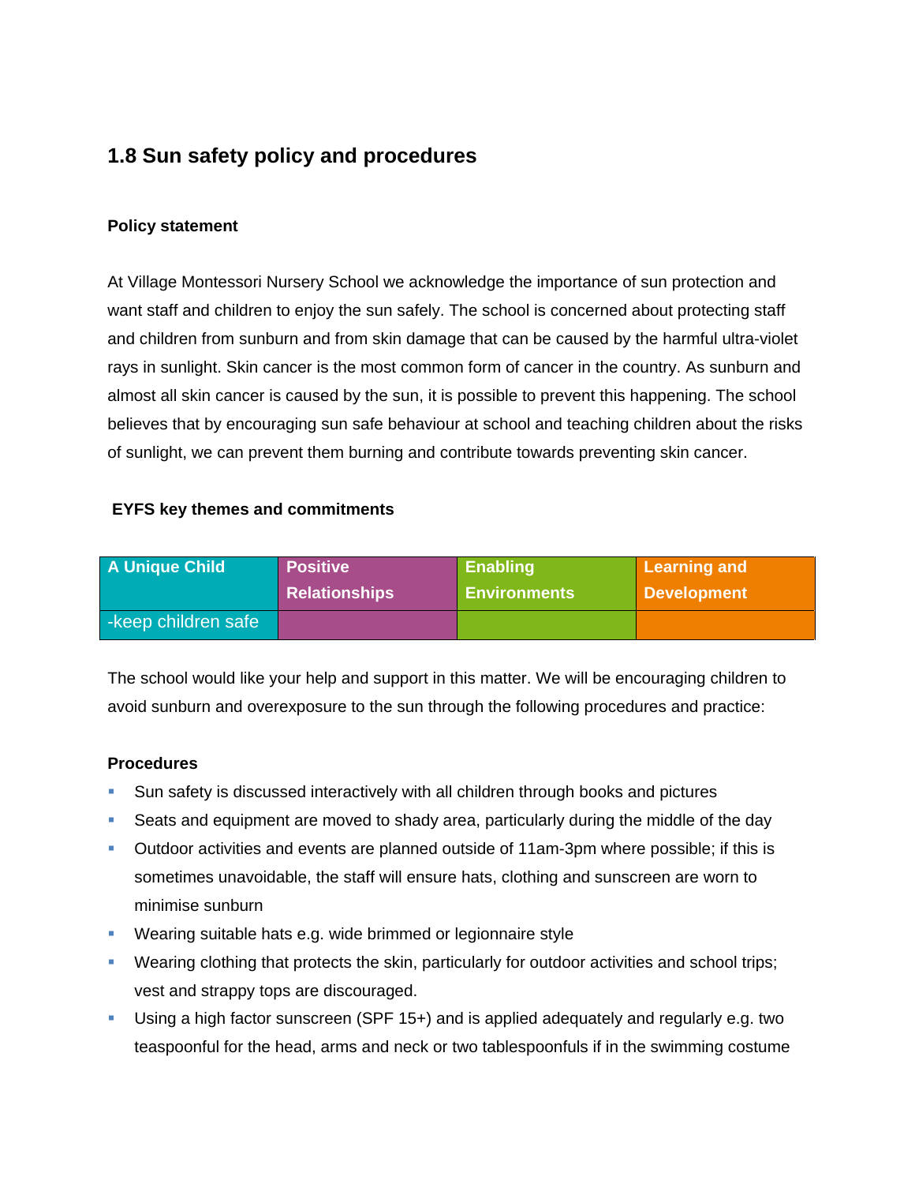## 1.8 Sun safety policy and procedures

### Policy statement

At Village Montessori Nursery School we acknowledge the importance of sun protection and want staff and children to enjoy the sun safely. The school is concerned about protecting staff and children from sunburn and from skin damage that can be caused by the harmful ultra-violet rays in sunlight. Skin cancer is the most common form of cancer in the country. As sunburn and almost all skin cancer is caused by the sun, it is possible to prevent this happening. The school believes that by encouraging sun safe behaviour at school and teaching children about the risks of sunlight, we can prevent them burning and contribute towards preventing skin cancer.

### EYFS key themes and commitments

| A Unique Child | Positive Relationships | Enabling Environments | Learning and Development |
|---|---|---|---|
| -keep children safe | | | |

The school would like your help and support in this matter. We will be encouraging children to avoid sunburn and overexposure to the sun through the following procedures and practice:

### Procedures

- Sun safety is discussed interactively with all children through books and pictures
- Seats and equipment are moved to shady area, particularly during the middle of the day
- Outdoor activities and events are planned outside of 11am-3pm where possible; if this is sometimes unavoidable, the staff will ensure hats, clothing and sunscreen are worn to minimise sunburn
- Wearing suitable hats e.g. wide brimmed or legionnaire style
- Wearing clothing that protects the skin, particularly for outdoor activities and school trips; vest and strappy tops are discouraged.
- Using a high factor sunscreen (SPF 15+) and is applied adequately and regularly e.g. two teaspoonful for the head, arms and neck or two tablespoonfuls if in the swimming costume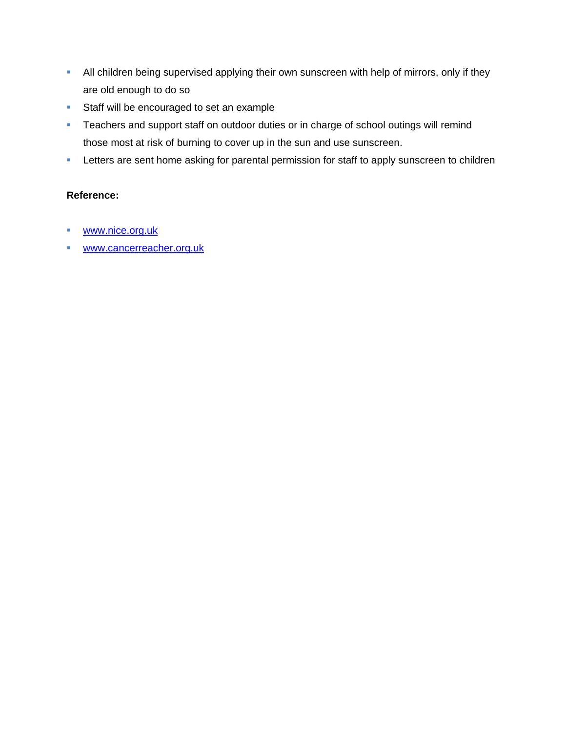- All children being supervised applying their own sunscreen with help of mirrors, only if they are old enough to do so
- Staff will be encouraged to set an example
- Teachers and support staff on outdoor duties or in charge of school outings will remind those most at risk of burning to cover up in the sun and use sunscreen.
- Letters are sent home asking for parental permission for staff to apply sunscreen to children

**Reference:**

- www.nice.org.uk
- www.cancerreacher.org.uk